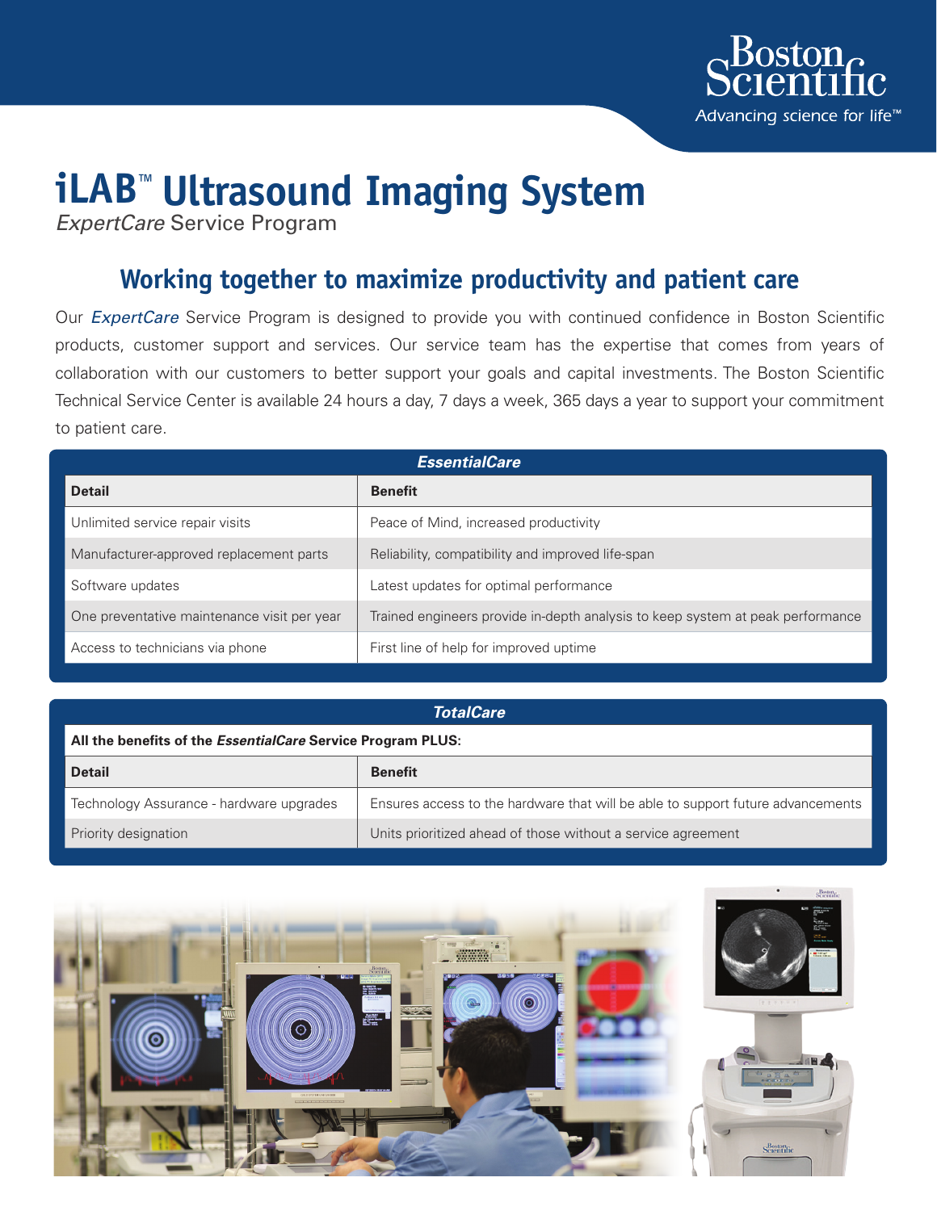Boston Scientific

Advancing science for life™

# iLAB™ Ultrasound Imaging System

*ExpertCare* Service Program

## Working together to maximize productivity and patient care

Our *ExpertCare* Service Program is designed to provide you with continued confidence in Boston Scientific products, customer support and services. Our service team has the expertise that comes from years of collaboration with our customers to better support your goals and capital investments. The Boston Scientific Technical Service Center is available 24 hours a day, 7 days a week, 365 days a year to support your commitment to patient care.

***EssentialCare***

| Detail | Benefit |
|---|---|
| Unlimited service repair visits | Peace of Mind, increased productivity |
| Manufacturer-approved replacement parts | Reliability, compatibility and improved life-span |
| Software updates | Latest updates for optimal performance |
| One preventative maintenance visit per year | Trained engineers provide in-depth analysis to keep system at peak performance |
| Access to technicians via phone | First line of help for improved uptime |

***TotalCare***

**All the benefits of the *EssentialCare* Service Program PLUS:**

| Detail | Benefit |
|---|---|
| Technology Assurance - hardware upgrades | Ensures access to the hardware that will be able to support future advancements |
| Priority designation | Units prioritized ahead of those without a service agreement |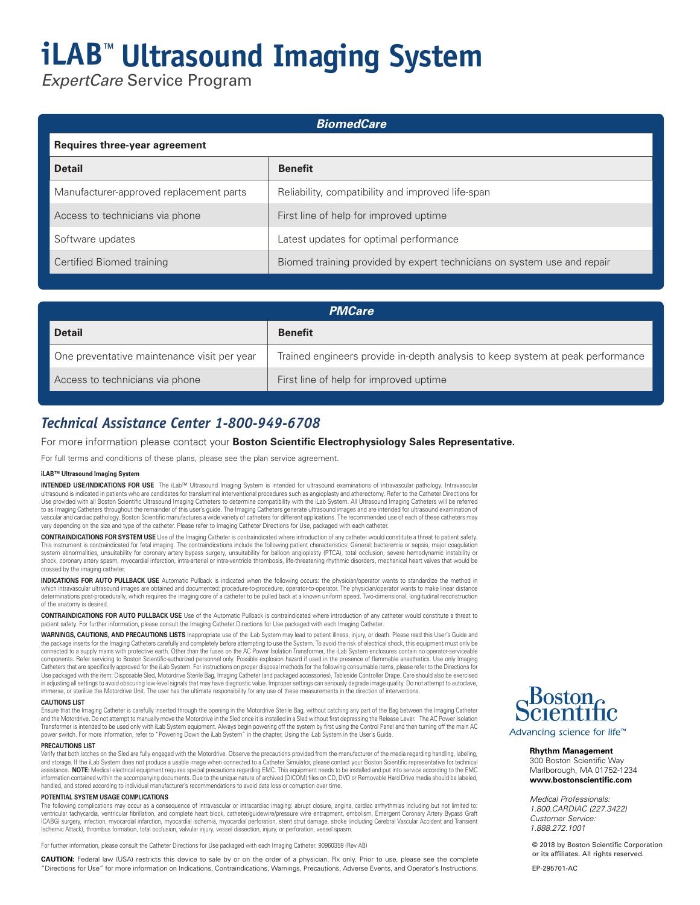# iLAB™ Ultrasound Imaging System

*ExpertCare* Service Program

| *BiomedCare* | |
|---|---|
| **Requires three-year agreement** | |
| **Detail** | **Benefit** |
| Manufacturer-approved replacement parts | Reliability, compatibility and improved life-span |
| Access to technicians via phone | First line of help for improved uptime |
| Software updates | Latest updates for optimal performance |
| Certified Biomed training | Biomed training provided by expert technicians on system use and repair |

| *PMCare* | |
|---|---|
| **Detail** | **Benefit** |
| One preventative maintenance visit per year | Trained engineers provide in-depth analysis to keep system at peak performance |
| Access to technicians via phone | First line of help for improved uptime |

## *Technical Assistance Center 1-800-949-6708*

For more information please contact your **Boston Scientific Electrophysiology Sales Representative.**

For full terms and conditions of these plans, please see the plan service agreement.

**iLAB™ Ultrasound Imaging System**

**INTENDED USE/INDICATIONS FOR USE** The iLab™ Ultrasound Imaging System is intended for ultrasound examinations of intravascular pathology. Intravascular ultrasound is indicated in patients who are candidates for transluminal interventional procedures such as angioplasty and atherectomy. Refer to the Catheter Directions for Use provided with all Boston Scientific Ultrasound Imaging Catheters to determine compatibility with the iLab System. All Ultrasound Imaging Catheters will be referred to as Imaging Catheters throughout the remainder of this user's guide. The Imaging Catheters generate ultrasound images and are intended for ultrasound examination of vascular and cardiac pathology. Boston Scientific manufactures a wide variety of catheters for different applications. The recommended use of each of these catheters may vary depending on the size and type of the catheter. Please refer to Imaging Catheter Directions for Use, packaged with each catheter.

**CONTRAINDICATIONS FOR SYSTEM USE** Use of the Imaging Catheter is contraindicated where introduction of any catheter would constitute a threat to patient safety. This instrument is contraindicated for fetal imaging. The contraindications include the following patient characteristics: General: bacteremia or sepsis, major coagulation system abnormalities, unsuitability for coronary artery bypass surgery, unsuitability for balloon angioplasty (PTCA), total occlusion, severe hemodynamic instability or shock, coronary artery spasm, myocardial infarction, intra-arterial or intra-ventricle thrombosis, life-threatening rhythmic disorders, mechanical heart valves that would be crossed by the imaging catheter.

**INDICATIONS FOR AUTO PULLBACK USE** Automatic Pullback is indicated when the following occurs: the physician/operator wants to standardize the method in which intravascular ultrasound images are obtained and documented: procedure-to-procedure, operator-to-operator. The physician/operator wants to make linear distance determinations post-procedurally, which requires the imaging core of a catheter to be pulled back at a known uniform speed. Two-dimensional, longitudinal reconstruction of the anatomy is desired.

**CONTRAINDICATIONS FOR AUTO PULLBACK USE** Use of the Automatic Pullback is contraindicated where introduction of any catheter would constitute a threat to patient safety. For further information, please consult the Imaging Catheter Directions for Use packaged with each Imaging Catheter.

**WARNINGS, CAUTIONS, AND PRECAUTIONS LISTS** Inappropriate use of the iLab System may lead to patient illness, injury, or death. Please read this User's Guide and the package inserts for the Imaging Catheters carefully and completely before attempting to use the System. To avoid the risk of electrical shock, this equipment must only be connected to a supply mains with protective earth. Other than the fuses on the AC Power Isolation Transformer, the iLab System enclosures contain no operator-serviceable components. Refer servicing to Boston Scientific-authorized personnel only. Possible explosion hazard if used in the presence of flammable anesthetics. Use only Imaging Catheters that are specifically approved for the iLab System. For instructions on proper disposal methods for the following consumable items, please refer to the Directions for Use packaged with the item: Disposable Sled, Motordrive Sterile Bag, Imaging Catheter (and packaged accessories), Tableside Controller Drape. Care should also be exercised in adjusting all settings to avoid obscuring low-level signals that may have diagnostic value. Improper settings can seriously degrade image quality. Do not attempt to autoclave, immerse, or sterilize the Motordrive Unit. The user has the ultimate responsibility for any use of these measurements in the direction of interventions.

**CAUTIONS LIST**

Ensure that the Imaging Catheter is carefully inserted through the opening in the Motordrive Sterile Bag, without catching any part of the Bag between the Imaging Catheter and the Motordrive. Do not attempt to manually move the Motordrive in the Sled once it is installed in a Sled without first depressing the Release Lever. The AC Power Isolation Transformer is intended to be used only with iLab System equipment. Always begin powering off the system by first using the Control Panel and then turning off the main AC power switch. For more information, refer to "Powering Down the iLab System" in the chapter, Using the iLab System in the User's Guide.

**PRECAUTIONS LIST**

Verify that both latches on the Sled are fully engaged with the Motordrive. Observe the precautions provided from the manufacturer of the media regarding handling, labeling, and storage. If the iLab System does not produce a usable image when connected to a Catheter Simulator, please contact your Boston Scientific representative for technical assistance. **NOTE:** Medical electrical equipment requires special precautions regarding EMC. This equipment needs to be installed and put into service according to the EMC information contained within the accompanying documents. Due to the unique nature of archived (DICOM) files on CD, DVD or Removable Hard Drive media should be labeled, handled, and stored according to individual manufacturer's recommendations to avoid data loss or corruption over time.

**POTENTIAL SYSTEM USAGE COMPLICATIONS**

The following complications may occur as a consequence of intravascular or intracardiac imaging: abrupt closure, angina, cardiac arrhythmias including but not limited to: ventricular tachycardia, ventricular fibrillation, and complete heart block, catheter/guidewire/pressure wire entrapment, embolism, Emergent Coronary Artery Bypass Graft (CABG) surgery, infection, myocardial infarction, myocardial ischemia, myocardial perforation, stent strut damage, stroke (including Cerebral Vascular Accident and Transient Ischemic Attack), thrombus formation, total occlusion, valvular injury, vessel dissection, injury, or perforation, vessel spasm.

For further information, please consult the Catheter Directions for Use packaged with each Imaging Catheter. 90960359 (Rev AB)

**CAUTION:** Federal law (USA) restricts this device to sale by or on the order of a physician. Rx only. Prior to use, please see the complete "Directions for Use" for more information on Indications, Contraindications, Warnings, Precautions, Adverse Events, and Operator's Instructions.

Boston Scientific

Advancing science for life™

**Rhythm Management**
300 Boston Scientific Way
Marlborough, MA 01752-1234
**www.bostonscientific.com**

*Medical Professionals:*
*1.800.CARDIAC (227.3422)*
*Customer Service:*
*1.888.272.1001*

© 2018 by Boston Scientific Corporation or its affiliates. All rights reserved.

EP-295701-AC